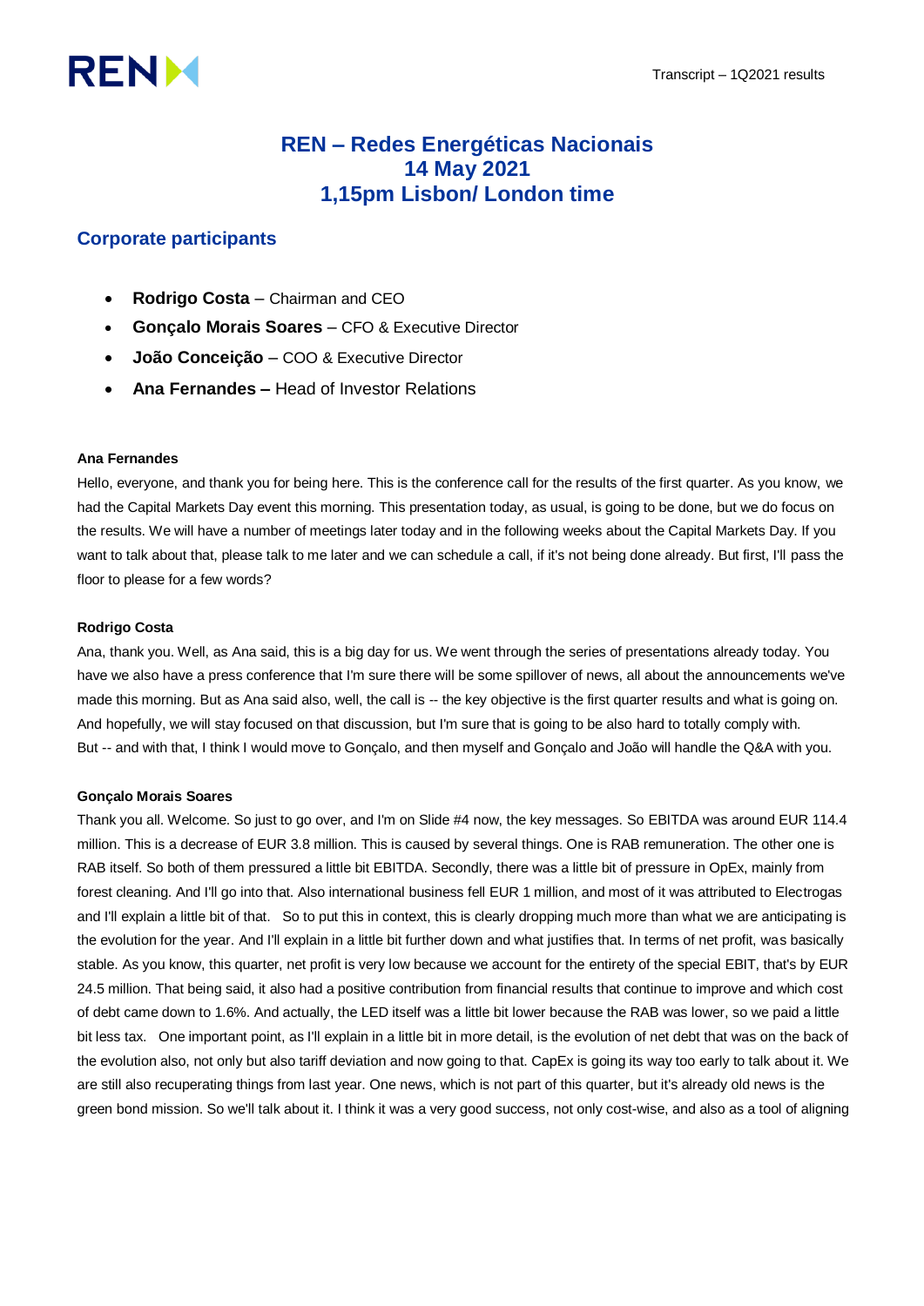# REN – Redes Energéticas Nacionais
# 14 May 2021
# 1,15pm Lisbon/ London time

## Corporate participants

- **Rodrigo Costa** – Chairman and CEO
- **Gonçalo Morais Soares** – CFO & Executive Director
- **João Conceição** – COO & Executive Director
- **Ana Fernandes –** Head of Investor Relations

**Ana Fernandes**

Hello, everyone, and thank you for being here. This is the conference call for the results of the first quarter. As you know, we had the Capital Markets Day event this morning. This presentation today, as usual, is going to be done, but we do focus on the results. We will have a number of meetings later today and in the following weeks about the Capital Markets Day. If you want to talk about that, please talk to me later and we can schedule a call, if it's not being done already. But first, I'll pass the floor to please for a few words?

**Rodrigo Costa**

Ana, thank you. Well, as Ana said, this is a big day for us. We went through the series of presentations already today. You have we also have a press conference that I'm sure there will be some spillover of news, all about the announcements we've made this morning. But as Ana said also, well, the call is -- the key objective is the first quarter results and what is going on. And hopefully, we will stay focused on that discussion, but I'm sure that is going to be also hard to totally comply with. But -- and with that, I think I would move to Gonçalo, and then myself and Gonçalo and João will handle the Q&A with you.

**Gonçalo Morais Soares**

Thank you all. Welcome. So just to go over, and I'm on Slide #4 now, the key messages. So EBITDA was around EUR 114.4 million. This is a decrease of EUR 3.8 million. This is caused by several things. One is RAB remuneration. The other one is RAB itself. So both of them pressured a little bit EBITDA. Secondly, there was a little bit of pressure in OpEx, mainly from forest cleaning. And I'll go into that. Also international business fell EUR 1 million, and most of it was attributed to Electrogas and I'll explain a little bit of that. So to put this in context, this is clearly dropping much more than what we are anticipating is the evolution for the year. And I'll explain in a little bit further down and what justifies that. In terms of net profit, was basically stable. As you know, this quarter, net profit is very low because we account for the entirety of the special EBIT, that's by EUR 24.5 million. That being said, it also had a positive contribution from financial results that continue to improve and which cost of debt came down to 1.6%. And actually, the LED itself was a little bit lower because the RAB was lower, so we paid a little bit less tax. One important point, as I'll explain in a little bit in more detail, is the evolution of net debt that was on the back of the evolution also, not only but also tariff deviation and now going to that. CapEx is going its way too early to talk about it. We are still also recuperating things from last year. One news, which is not part of this quarter, but it's already old news is the green bond mission. So we'll talk about it. I think it was a very good success, not only cost-wise, and also as a tool of aligning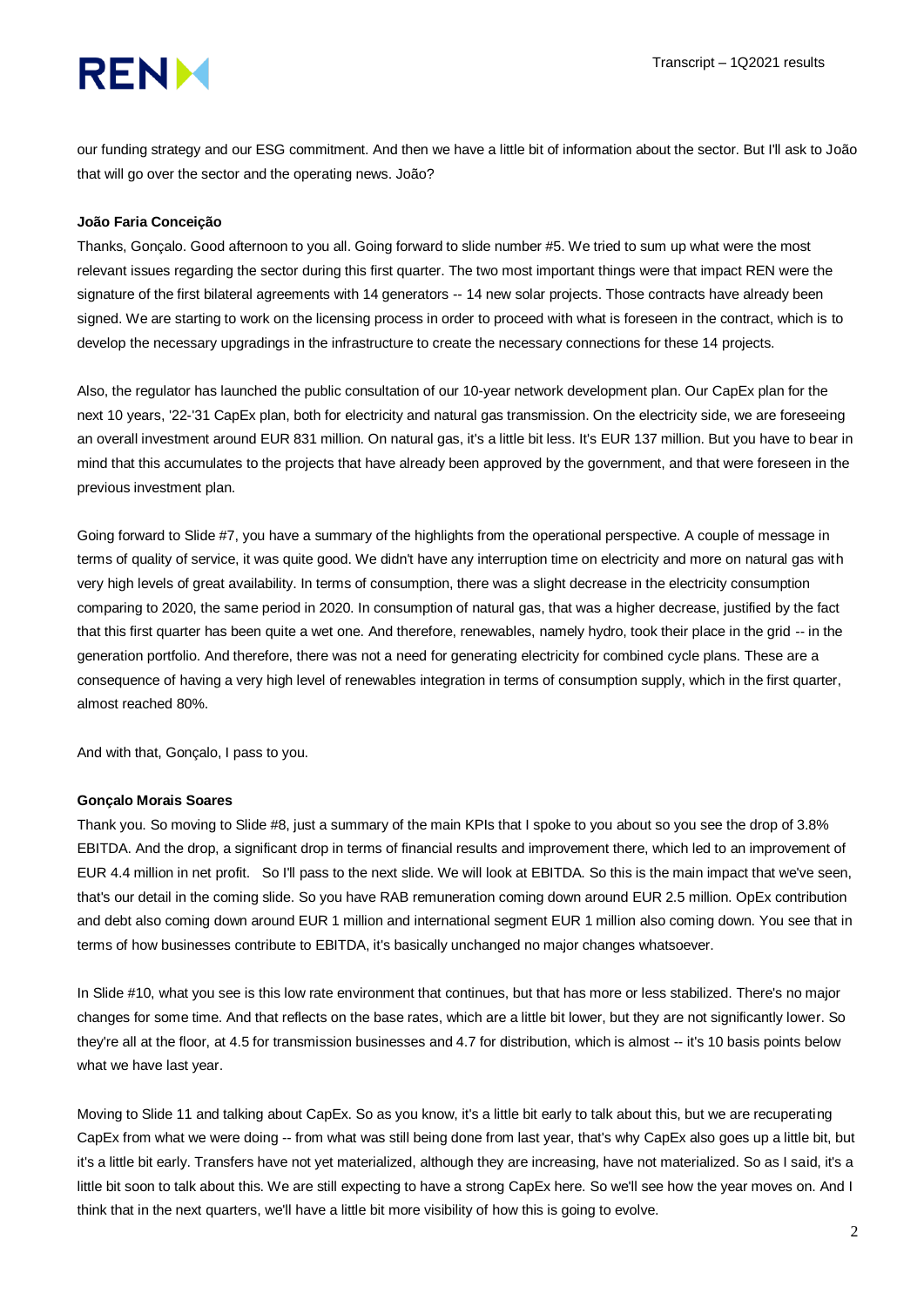our funding strategy and our ESG commitment. And then we have a little bit of information about the sector. But I'll ask to João that will go over the sector and the operating news. João?

**João Faria Conceição**

Thanks, Gonçalo. Good afternoon to you all. Going forward to slide number #5. We tried to sum up what were the most relevant issues regarding the sector during this first quarter. The two most important things were that impact REN were the signature of the first bilateral agreements with 14 generators -- 14 new solar projects. Those contracts have already been signed. We are starting to work on the licensing process in order to proceed with what is foreseen in the contract, which is to develop the necessary upgradings in the infrastructure to create the necessary connections for these 14 projects.

Also, the regulator has launched the public consultation of our 10-year network development plan. Our CapEx plan for the next 10 years, '22-'31 CapEx plan, both for electricity and natural gas transmission. On the electricity side, we are foreseeing an overall investment around EUR 831 million. On natural gas, it's a little bit less. It's EUR 137 million. But you have to bear in mind that this accumulates to the projects that have already been approved by the government, and that were foreseen in the previous investment plan.

Going forward to Slide #7, you have a summary of the highlights from the operational perspective. A couple of message in terms of quality of service, it was quite good. We didn't have any interruption time on electricity and more on natural gas with very high levels of great availability. In terms of consumption, there was a slight decrease in the electricity consumption comparing to 2020, the same period in 2020. In consumption of natural gas, that was a higher decrease, justified by the fact that this first quarter has been quite a wet one. And therefore, renewables, namely hydro, took their place in the grid -- in the generation portfolio. And therefore, there was not a need for generating electricity for combined cycle plans. These are a consequence of having a very high level of renewables integration in terms of consumption supply, which in the first quarter, almost reached 80%.

And with that, Gonçalo, I pass to you.

**Gonçalo Morais Soares**

Thank you. So moving to Slide #8, just a summary of the main KPIs that I spoke to you about so you see the drop of 3.8% EBITDA. And the drop, a significant drop in terms of financial results and improvement there, which led to an improvement of EUR 4.4 million in net profit. So I'll pass to the next slide. We will look at EBITDA. So this is the main impact that we've seen, that's our detail in the coming slide. So you have RAB remuneration coming down around EUR 2.5 million. OpEx contribution and debt also coming down around EUR 1 million and international segment EUR 1 million also coming down. You see that in terms of how businesses contribute to EBITDA, it's basically unchanged no major changes whatsoever.

In Slide #10, what you see is this low rate environment that continues, but that has more or less stabilized. There's no major changes for some time. And that reflects on the base rates, which are a little bit lower, but they are not significantly lower. So they're all at the floor, at 4.5 for transmission businesses and 4.7 for distribution, which is almost -- it's 10 basis points below what we have last year.

Moving to Slide 11 and talking about CapEx. So as you know, it's a little bit early to talk about this, but we are recuperating CapEx from what we were doing -- from what was still being done from last year, that's why CapEx also goes up a little bit, but it's a little bit early. Transfers have not yet materialized, although they are increasing, have not materialized. So as I said, it's a little bit soon to talk about this. We are still expecting to have a strong CapEx here. So we'll see how the year moves on. And I think that in the next quarters, we'll have a little bit more visibility of how this is going to evolve.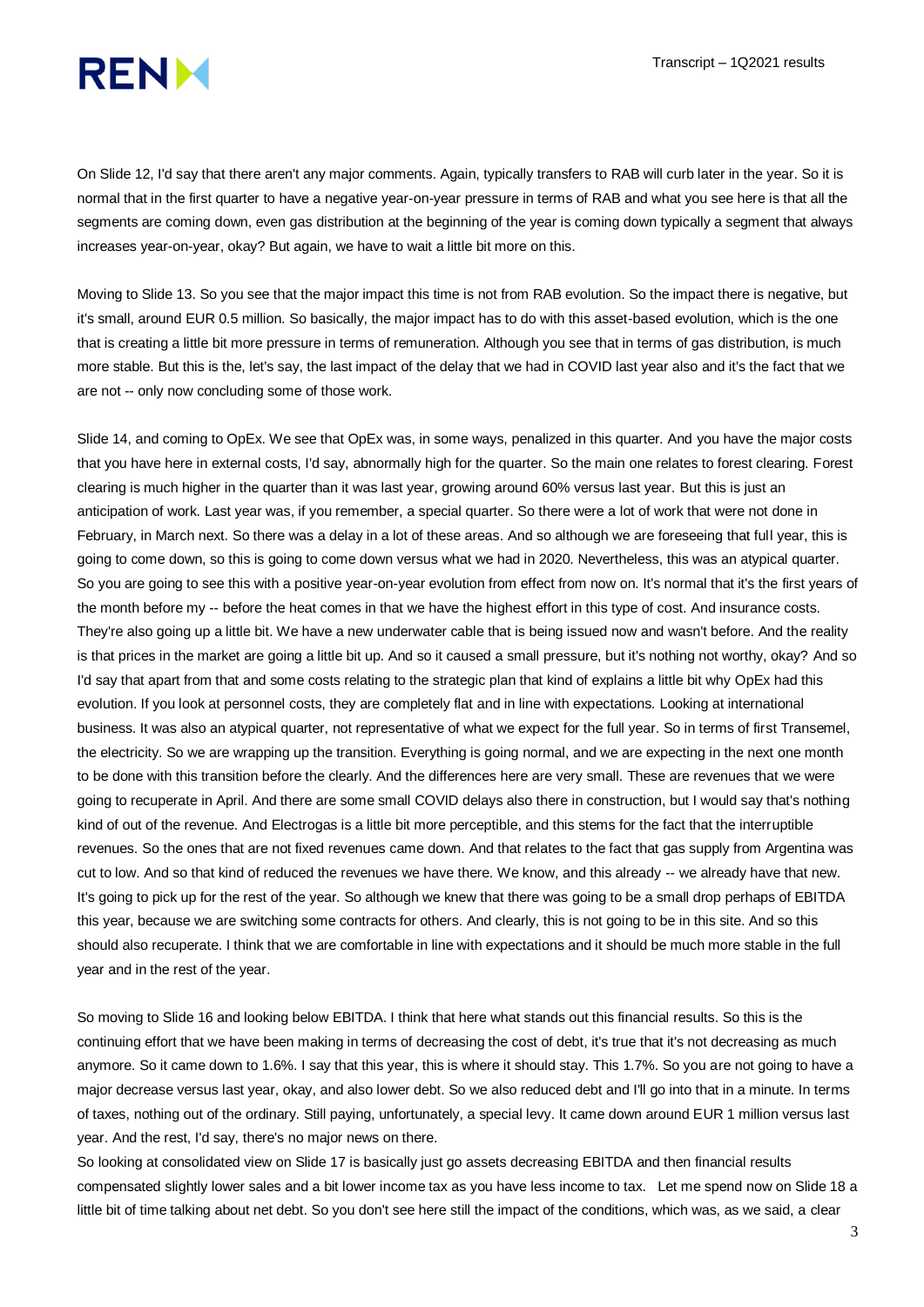On Slide 12, I'd say that there aren't any major comments. Again, typically transfers to RAB will curb later in the year. So it is normal that in the first quarter to have a negative year-on-year pressure in terms of RAB and what you see here is that all the segments are coming down, even gas distribution at the beginning of the year is coming down typically a segment that always increases year-on-year, okay? But again, we have to wait a little bit more on this.

Moving to Slide 13. So you see that the major impact this time is not from RAB evolution. So the impact there is negative, but it's small, around EUR 0.5 million. So basically, the major impact has to do with this asset-based evolution, which is the one that is creating a little bit more pressure in terms of remuneration. Although you see that in terms of gas distribution, is much more stable. But this is the, let's say, the last impact of the delay that we had in COVID last year also and it's the fact that we are not -- only now concluding some of those work.

Slide 14, and coming to OpEx. We see that OpEx was, in some ways, penalized in this quarter. And you have the major costs that you have here in external costs, I'd say, abnormally high for the quarter. So the main one relates to forest clearing. Forest clearing is much higher in the quarter than it was last year, growing around 60% versus last year. But this is just an anticipation of work. Last year was, if you remember, a special quarter. So there were a lot of work that were not done in February, in March next. So there was a delay in a lot of these areas. And so although we are foreseeing that full year, this is going to come down, so this is going to come down versus what we had in 2020. Nevertheless, this was an atypical quarter. So you are going to see this with a positive year-on-year evolution from effect from now on. It's normal that it's the first years of the month before my -- before the heat comes in that we have the highest effort in this type of cost. And insurance costs. They're also going up a little bit. We have a new underwater cable that is being issued now and wasn't before. And the reality is that prices in the market are going a little bit up. And so it caused a small pressure, but it's nothing not worthy, okay? And so I'd say that apart from that and some costs relating to the strategic plan that kind of explains a little bit why OpEx had this evolution. If you look at personnel costs, they are completely flat and in line with expectations. Looking at international business. It was also an atypical quarter, not representative of what we expect for the full year. So in terms of first Transemel, the electricity. So we are wrapping up the transition. Everything is going normal, and we are expecting in the next one month to be done with this transition before the clearly. And the differences here are very small. These are revenues that we were going to recuperate in April. And there are some small COVID delays also there in construction, but I would say that's nothing kind of out of the revenue. And Electrogas is a little bit more perceptible, and this stems for the fact that the interruptible revenues. So the ones that are not fixed revenues came down. And that relates to the fact that gas supply from Argentina was cut to low. And so that kind of reduced the revenues we have there. We know, and this already -- we already have that new. It's going to pick up for the rest of the year. So although we knew that there was going to be a small drop perhaps of EBITDA this year, because we are switching some contracts for others. And clearly, this is not going to be in this site. And so this should also recuperate. I think that we are comfortable in line with expectations and it should be much more stable in the full year and in the rest of the year.

So moving to Slide 16 and looking below EBITDA. I think that here what stands out this financial results. So this is the continuing effort that we have been making in terms of decreasing the cost of debt, it's true that it's not decreasing as much anymore. So it came down to 1.6%. I say that this year, this is where it should stay. This 1.7%. So you are not going to have a major decrease versus last year, okay, and also lower debt. So we also reduced debt and I'll go into that in a minute. In terms of taxes, nothing out of the ordinary. Still paying, unfortunately, a special levy. It came down around EUR 1 million versus last year. And the rest, I'd say, there's no major news on there.

So looking at consolidated view on Slide 17 is basically just go assets decreasing EBITDA and then financial results compensated slightly lower sales and a bit lower income tax as you have less income to tax. Let me spend now on Slide 18 a little bit of time talking about net debt. So you don't see here still the impact of the conditions, which was, as we said, a clear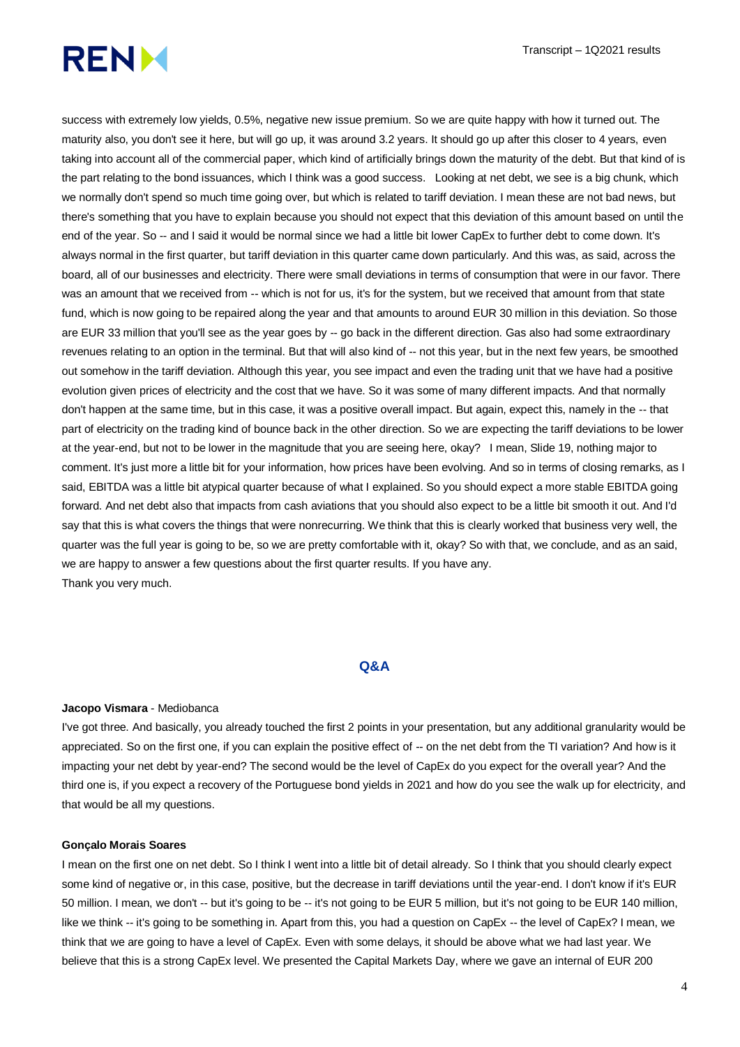success with extremely low yields, 0.5%, negative new issue premium. So we are quite happy with how it turned out. The maturity also, you don't see it here, but will go up, it was around 3.2 years. It should go up after this closer to 4 years, even taking into account all of the commercial paper, which kind of artificially brings down the maturity of the debt. But that kind of is the part relating to the bond issuances, which I think was a good success. Looking at net debt, we see is a big chunk, which we normally don't spend so much time going over, but which is related to tariff deviation. I mean these are not bad news, but there's something that you have to explain because you should not expect that this deviation of this amount based on until the end of the year. So -- and I said it would be normal since we had a little bit lower CapEx to further debt to come down. It's always normal in the first quarter, but tariff deviation in this quarter came down particularly. And this was, as said, across the board, all of our businesses and electricity. There were small deviations in terms of consumption that were in our favor. There was an amount that we received from -- which is not for us, it's for the system, but we received that amount from that state fund, which is now going to be repaired along the year and that amounts to around EUR 30 million in this deviation. So those are EUR 33 million that you'll see as the year goes by -- go back in the different direction. Gas also had some extraordinary revenues relating to an option in the terminal. But that will also kind of -- not this year, but in the next few years, be smoothed out somehow in the tariff deviation. Although this year, you see impact and even the trading unit that we have had a positive evolution given prices of electricity and the cost that we have. So it was some of many different impacts. And that normally don't happen at the same time, but in this case, it was a positive overall impact. But again, expect this, namely in the -- that part of electricity on the trading kind of bounce back in the other direction. So we are expecting the tariff deviations to be lower at the year-end, but not to be lower in the magnitude that you are seeing here, okay? I mean, Slide 19, nothing major to comment. It's just more a little bit for your information, how prices have been evolving. And so in terms of closing remarks, as I said, EBITDA was a little bit atypical quarter because of what I explained. So you should expect a more stable EBITDA going forward. And net debt also that impacts from cash aviations that you should also expect to be a little bit smooth it out. And I'd say that this is what covers the things that were nonrecurring. We think that this is clearly worked that business very well, the quarter was the full year is going to be, so we are pretty comfortable with it, okay? So with that, we conclude, and as an said, we are happy to answer a few questions about the first quarter results. If you have any.
Thank you very much.

## Q&A

**Jacopo Vismara** - Mediobanca

I've got three. And basically, you already touched the first 2 points in your presentation, but any additional granularity would be appreciated. So on the first one, if you can explain the positive effect of -- on the net debt from the TI variation? And how is it impacting your net debt by year-end? The second would be the level of CapEx do you expect for the overall year? And the third one is, if you expect a recovery of the Portuguese bond yields in 2021 and how do you see the walk up for electricity, and that would be all my questions.

**Gonçalo Morais Soares**

I mean on the first one on net debt. So I think I went into a little bit of detail already. So I think that you should clearly expect some kind of negative or, in this case, positive, but the decrease in tariff deviations until the year-end. I don't know if it's EUR 50 million. I mean, we don't -- but it's going to be -- it's not going to be EUR 5 million, but it's not going to be EUR 140 million, like we think -- it's going to be something in. Apart from this, you had a question on CapEx -- the level of CapEx? I mean, we think that we are going to have a level of CapEx. Even with some delays, it should be above what we had last year. We believe that this is a strong CapEx level. We presented the Capital Markets Day, where we gave an internal of EUR 200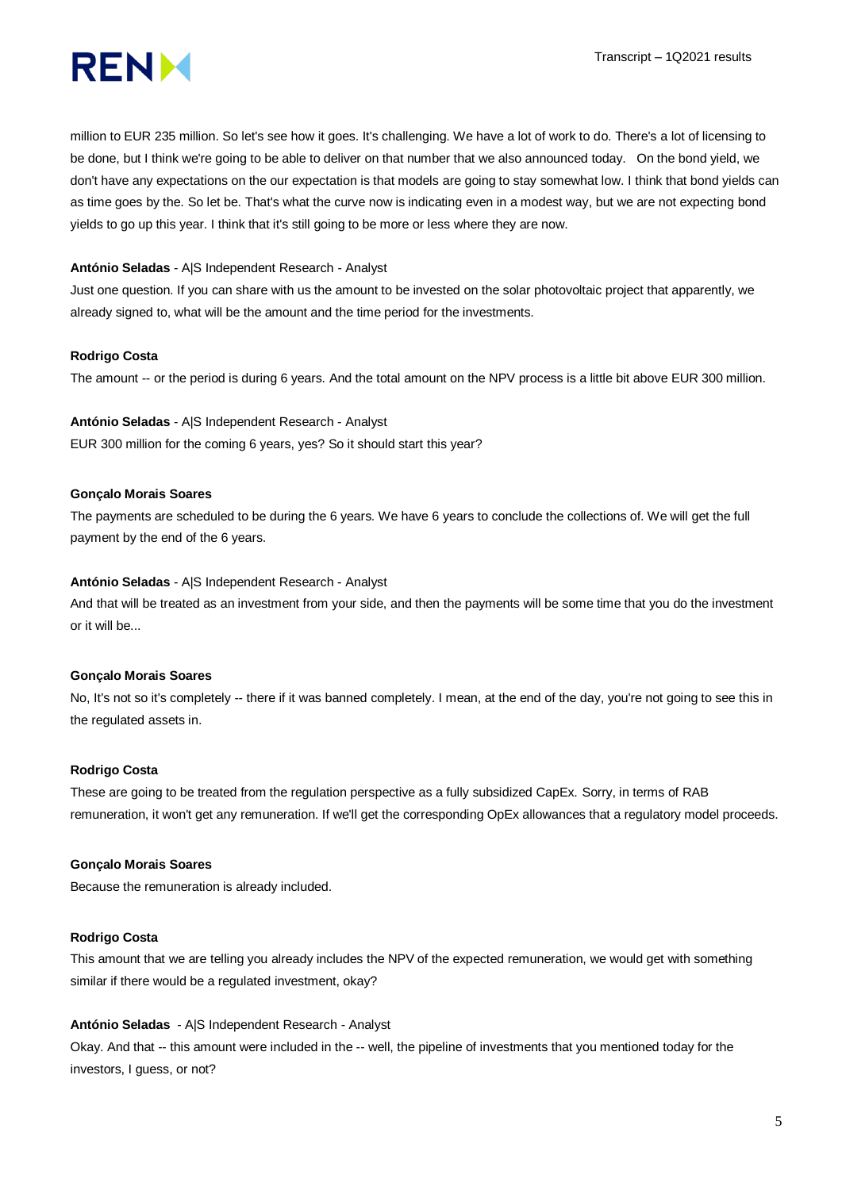million to EUR 235 million. So let's see how it goes. It's challenging. We have a lot of work to do. There's a lot of licensing to be done, but I think we're going to be able to deliver on that number that we also announced today. On the bond yield, we don't have any expectations on the our expectation is that models are going to stay somewhat low. I think that bond yields can as time goes by the. So let be. That's what the curve now is indicating even in a modest way, but we are not expecting bond yields to go up this year. I think that it's still going to be more or less where they are now.

**António Seladas** - A|S Independent Research - Analyst

Just one question. If you can share with us the amount to be invested on the solar photovoltaic project that apparently, we already signed to, what will be the amount and the time period for the investments.

**Rodrigo Costa**

The amount -- or the period is during 6 years. And the total amount on the NPV process is a little bit above EUR 300 million.

**António Seladas** - A|S Independent Research - Analyst

EUR 300 million for the coming 6 years, yes? So it should start this year?

**Gonçalo Morais Soares**

The payments are scheduled to be during the 6 years. We have 6 years to conclude the collections of. We will get the full payment by the end of the 6 years.

**António Seladas** - A|S Independent Research - Analyst

And that will be treated as an investment from your side, and then the payments will be some time that you do the investment or it will be...

**Gonçalo Morais Soares**

No, It's not so it's completely -- there if it was banned completely. I mean, at the end of the day, you're not going to see this in the regulated assets in.

**Rodrigo Costa**

These are going to be treated from the regulation perspective as a fully subsidized CapEx. Sorry, in terms of RAB remuneration, it won't get any remuneration. If we'll get the corresponding OpEx allowances that a regulatory model proceeds.

**Gonçalo Morais Soares**

Because the remuneration is already included.

**Rodrigo Costa**

This amount that we are telling you already includes the NPV of the expected remuneration, we would get with something similar if there would be a regulated investment, okay?

**António Seladas** - A|S Independent Research - Analyst

Okay. And that -- this amount were included in the -- well, the pipeline of investments that you mentioned today for the investors, I guess, or not?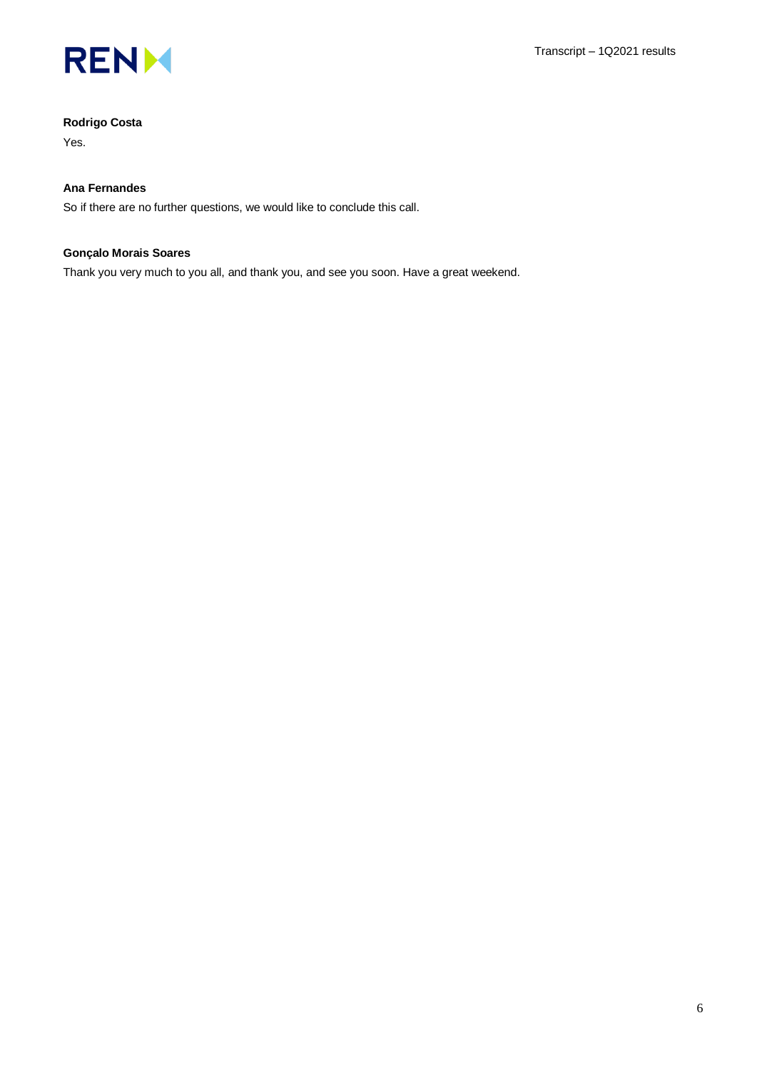**Rodrigo Costa**

Yes.

**Ana Fernandes**

So if there are no further questions, we would like to conclude this call.

**Gonçalo Morais Soares**

Thank you very much to you all, and thank you, and see you soon. Have a great weekend.